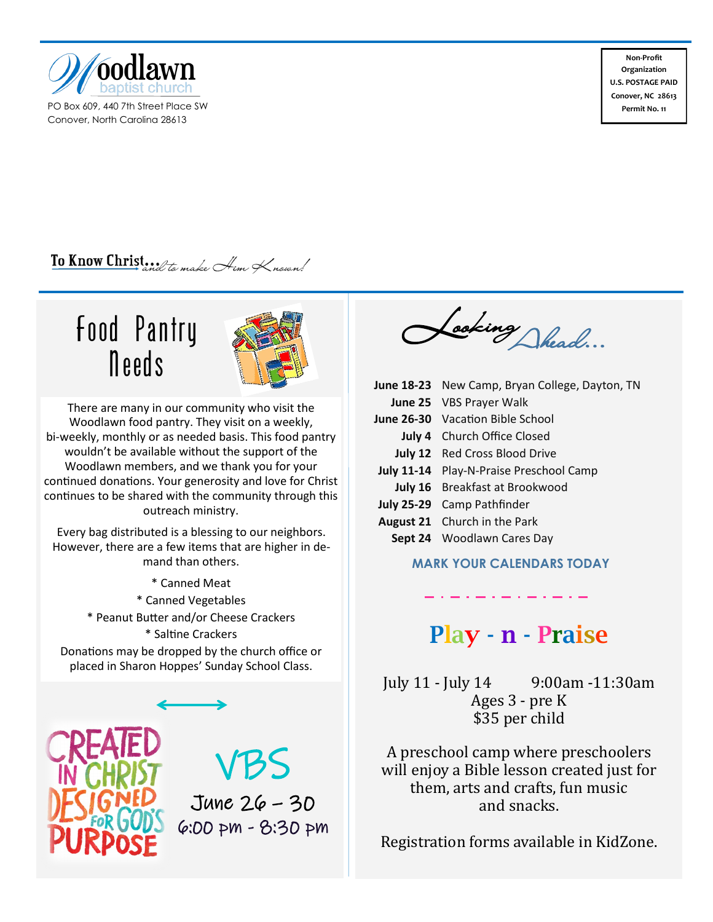Woodlawn baptist church

PO Box 609, 440 7th Street Place SW
Conover, North Carolina 28613

Non-Profit Organization
U.S. POSTAGE PAID
Conover, NC 28613
Permit No. 11

To Know Christ...and to make Him Known!

## Food Pantry Needs

There are many in our community who visit the Woodlawn food pantry. They visit on a weekly, bi-weekly, monthly or as needed basis. This food pantry wouldn't be available without the support of the Woodlawn members, and we thank you for your continued donations. Your generosity and love for Christ continues to be shared with the community through this outreach ministry.

Every bag distributed is a blessing to our neighbors. However, there are a few items that are higher in demand than others.

* Canned Meat
* Canned Vegetables
* Peanut Butter and/or Cheese Crackers
* Saltine Crackers

Donations may be dropped by the church office or placed in Sharon Hoppes' Sunday School Class.

CREATED IN CHRIST DESIGNED FOR GOD'S PURPOSE

## VBS

June 26 – 30
6:00 pm - 8:30 pm

## Looking Ahead...

| | |
|---|---|
| **June 18-23** | New Camp, Bryan College, Dayton, TN |
| **June 25** | VBS Prayer Walk |
| **June 26-30** | Vacation Bible School |
| **July 4** | Church Office Closed |
| **July 12** | Red Cross Blood Drive |
| **July 11-14** | Play-N-Praise Preschool Camp |
| **July 16** | Breakfast at Brookwood |
| **July 25-29** | Camp Pathfinder |
| **August 21** | Church in the Park |
| **Sept 24** | Woodlawn Cares Day |

**MARK YOUR CALENDARS TODAY**

## Play - n - Praise

July 11 - July 14 9:00am -11:30am
Ages 3 - pre K
$35 per child

A preschool camp where preschoolers will enjoy a Bible lesson created just for them, arts and crafts, fun music and snacks.

Registration forms available in KidZone.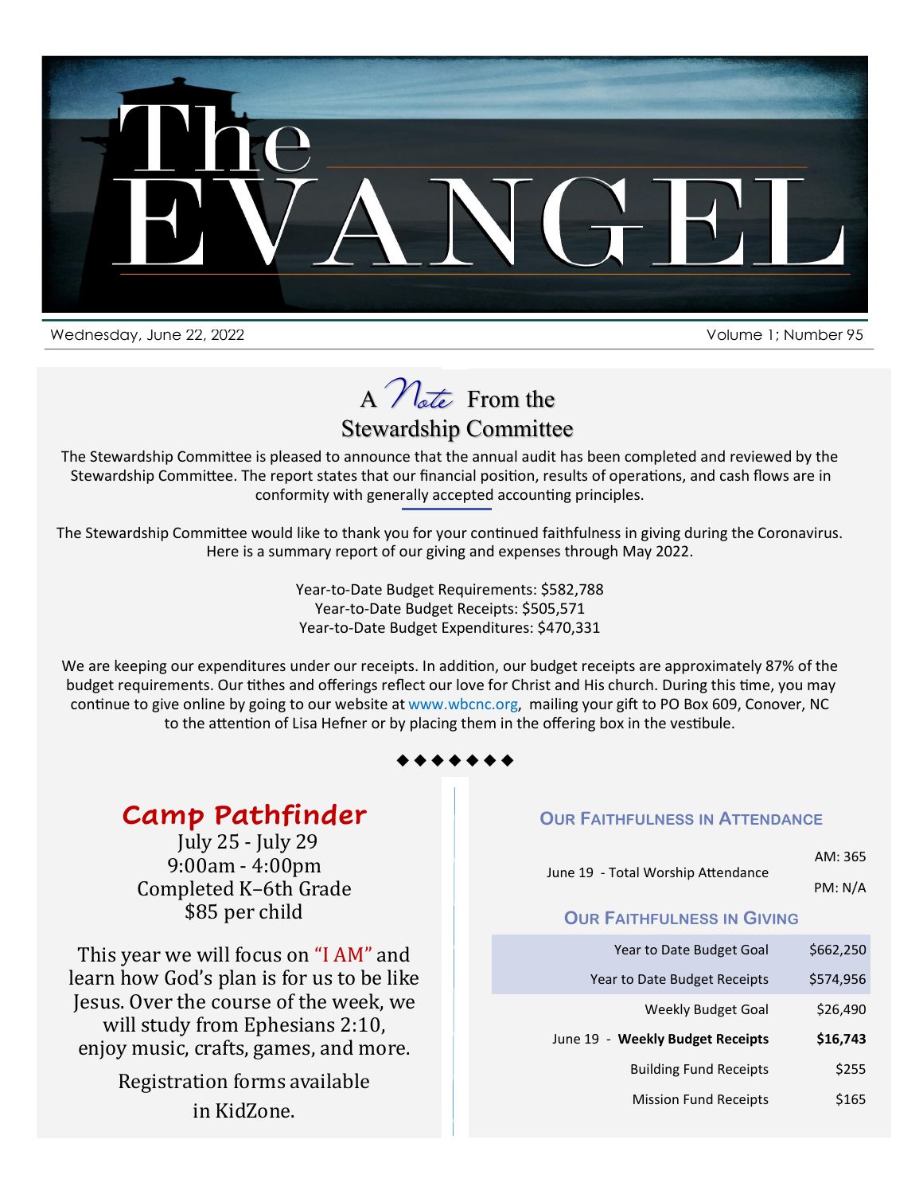# The EVANGEL

Wednesday, June 22, 2022 Volume 1; Number 95

## A Note From the Stewardship Committee

The Stewardship Committee is pleased to announce that the annual audit has been completed and reviewed by the Stewardship Committee. The report states that our financial position, results of operations, and cash flows are in conformity with generally accepted accounting principles.

The Stewardship Committee would like to thank you for your continued faithfulness in giving during the Coronavirus. Here is a summary report of our giving and expenses through May 2022.

Year-to-Date Budget Requirements: $582,788
Year-to-Date Budget Receipts: $505,571
Year-to-Date Budget Expenditures: $470,331

We are keeping our expenditures under our receipts. In addition, our budget receipts are approximately 87% of the budget requirements. Our tithes and offerings reflect our love for Christ and His church. During this time, you may continue to give online by going to our website at www.wbcnc.org, mailing your gift to PO Box 609, Conover, NC to the attention of Lisa Hefner or by placing them in the offering box in the vestibule.

◆◆◆◆◆◆◆

## Camp Pathfinder

July 25 - July 29
9:00am - 4:00pm
Completed K–6th Grade
$85 per child

This year we will focus on "I AM" and learn how God's plan is for us to be like Jesus. Over the course of the week, we will study from Ephesians 2:10, enjoy music, crafts, games, and more.

Registration forms available in KidZone.

### Our Faithfulness in Attendance

| | |
|---|---|
| June 19 - Total Worship Attendance | AM: 365 |
| | PM: N/A |

### Our Faithfulness in Giving

| | |
|---|---|
| Year to Date Budget Goal | $662,250 |
| Year to Date Budget Receipts | $574,956 |
| Weekly Budget Goal | $26,490 |
| June 19 - **Weekly Budget Receipts** | **$16,743** |
| Building Fund Receipts | $255 |
| Mission Fund Receipts | $165 |